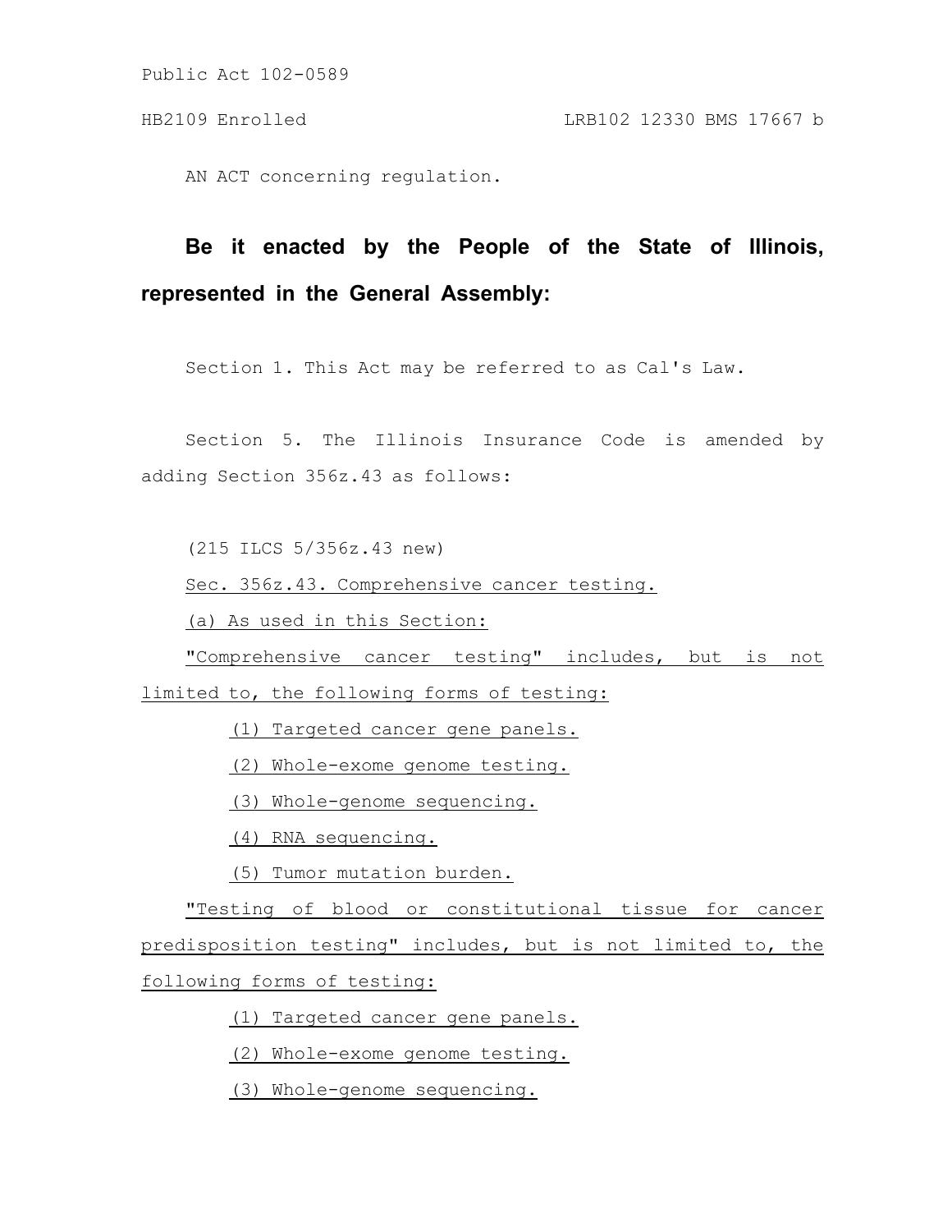Public Act 102-0589

HB2109 Enrolled LRB102 12330 BMS 17667 b

AN ACT concerning regulation.

**Be it enacted by the People of the State of Illinois, represented in the General Assembly:**

Section 1. This Act may be referred to as Cal's Law.

Section 5. The Illinois Insurance Code is amended by adding Section 356z.43 as follows:

(215 ILCS 5/356z.43 new)

Sec. 356z.43. Comprehensive cancer testing.

(a) As used in this Section:

"Comprehensive cancer testing" includes, but is not limited to, the following forms of testing:

(1) Targeted cancer gene panels.

(2) Whole-exome genome testing.

(3) Whole-genome sequencing.

(4) RNA sequencing.

(5) Tumor mutation burden.

"Testing of blood or constitutional tissue for cancer predisposition testing" includes, but is not limited to, the following forms of testing:

(1) Targeted cancer gene panels.

(2) Whole-exome genome testing.

(3) Whole-genome sequencing.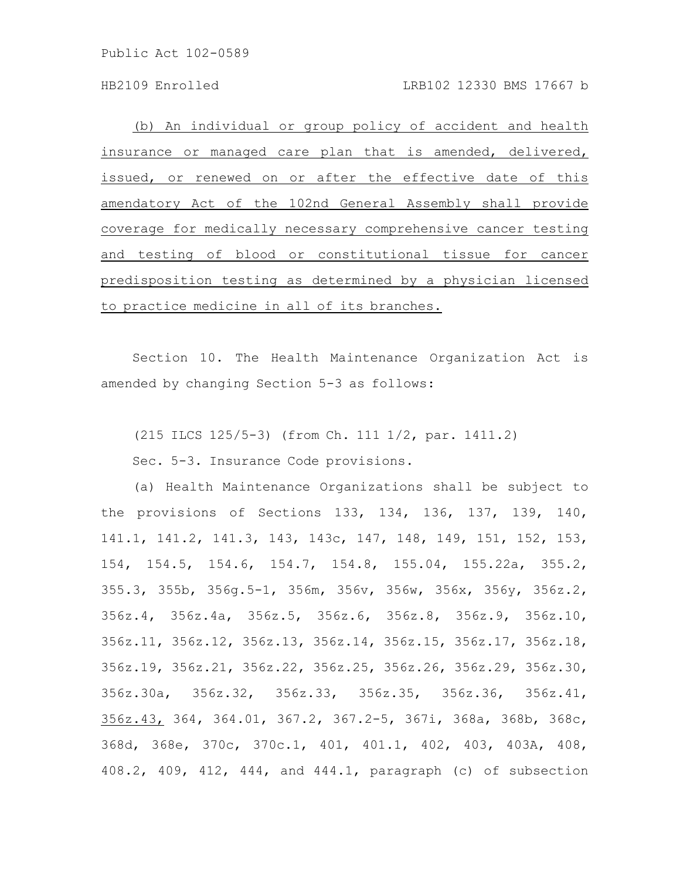(b) An individual or group policy of accident and health insurance or managed care plan that is amended, delivered, issued, or renewed on or after the effective date of this amendatory Act of the 102nd General Assembly shall provide coverage for medically necessary comprehensive cancer testing and testing of blood or constitutional tissue for cancer predisposition testing as determined by a physician licensed to practice medicine in all of its branches.

Section 10. The Health Maintenance Organization Act is amended by changing Section 5-3 as follows:

(215 ILCS 125/5-3) (from Ch. 111 1/2, par. 1411.2)

Sec. 5-3. Insurance Code provisions.

(a) Health Maintenance Organizations shall be subject to the provisions of Sections 133, 134, 136, 137, 139, 140, 141.1, 141.2, 141.3, 143, 143c, 147, 148, 149, 151, 152, 153, 154, 154.5, 154.6, 154.7, 154.8, 155.04, 155.22a, 355.2, 355.3, 355b, 356g.5-1, 356m, 356v, 356w, 356x, 356y, 356z.2, 356z.4, 356z.4a, 356z.5, 356z.6, 356z.8, 356z.9, 356z.10, 356z.11, 356z.12, 356z.13, 356z.14, 356z.15, 356z.17, 356z.18, 356z.19, 356z.21, 356z.22, 356z.25, 356z.26, 356z.29, 356z.30, 356z.30a, 356z.32, 356z.33, 356z.35, 356z.36, 356z.41, 356z.43, 364, 364.01, 367.2, 367.2-5, 367i, 368a, 368b, 368c, 368d, 368e, 370c, 370c.1, 401, 401.1, 402, 403, 403A, 408, 408.2, 409, 412, 444, and 444.1, paragraph (c) of subsection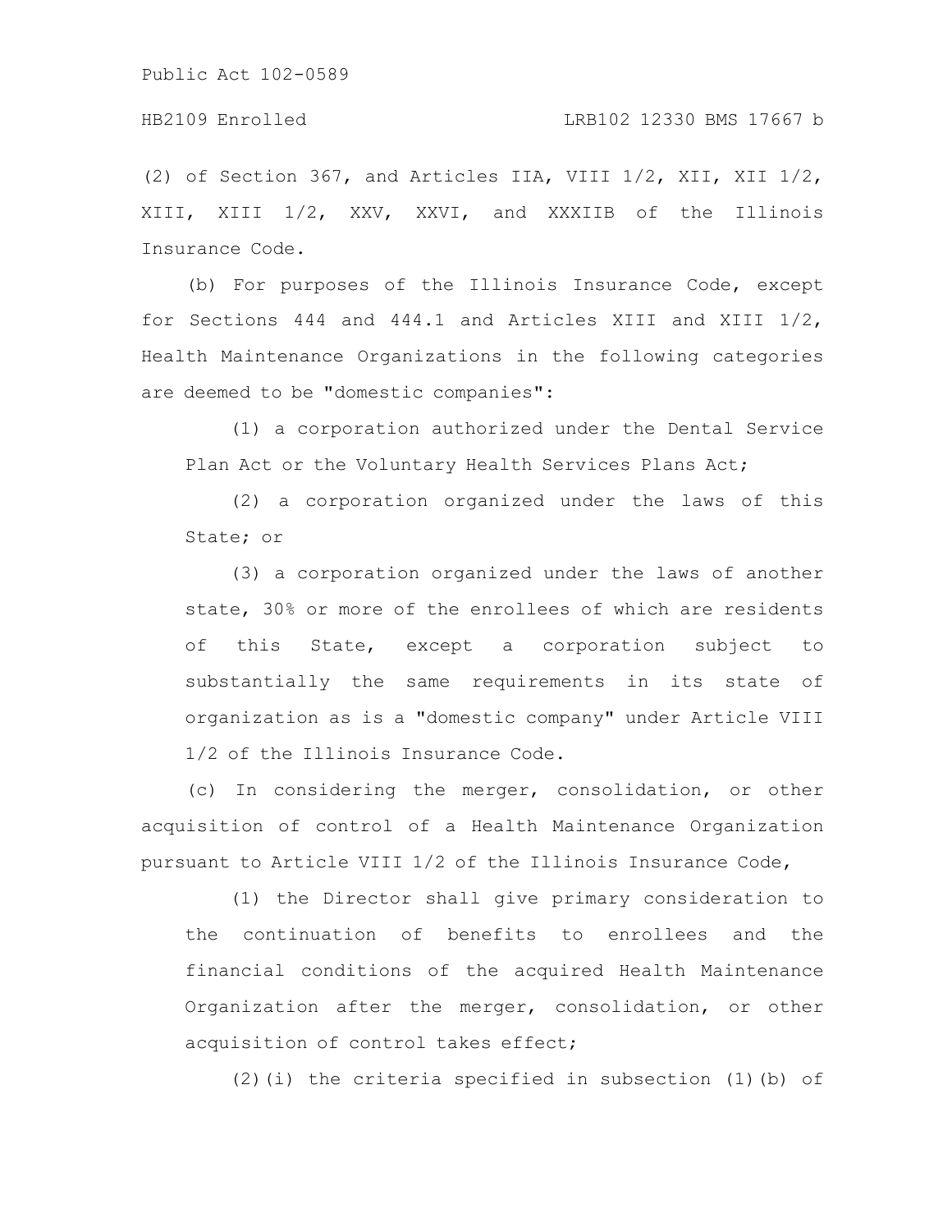(2) of Section 367, and Articles IIA, VIII 1/2, XII, XII 1/2, XIII, XIII 1/2, XXV, XXVI, and XXXIIB of the Illinois Insurance Code.

(b) For purposes of the Illinois Insurance Code, except for Sections 444 and 444.1 and Articles XIII and XIII 1/2, Health Maintenance Organizations in the following categories are deemed to be "domestic companies":

(1) a corporation authorized under the Dental Service Plan Act or the Voluntary Health Services Plans Act;

(2) a corporation organized under the laws of this State; or

(3) a corporation organized under the laws of another state, 30% or more of the enrollees of which are residents of this State, except a corporation subject to substantially the same requirements in its state of organization as is a "domestic company" under Article VIII 1/2 of the Illinois Insurance Code.

(c) In considering the merger, consolidation, or other acquisition of control of a Health Maintenance Organization pursuant to Article VIII 1/2 of the Illinois Insurance Code,

(1) the Director shall give primary consideration to the continuation of benefits to enrollees and the financial conditions of the acquired Health Maintenance Organization after the merger, consolidation, or other acquisition of control takes effect;

(2)(i) the criteria specified in subsection (1)(b) of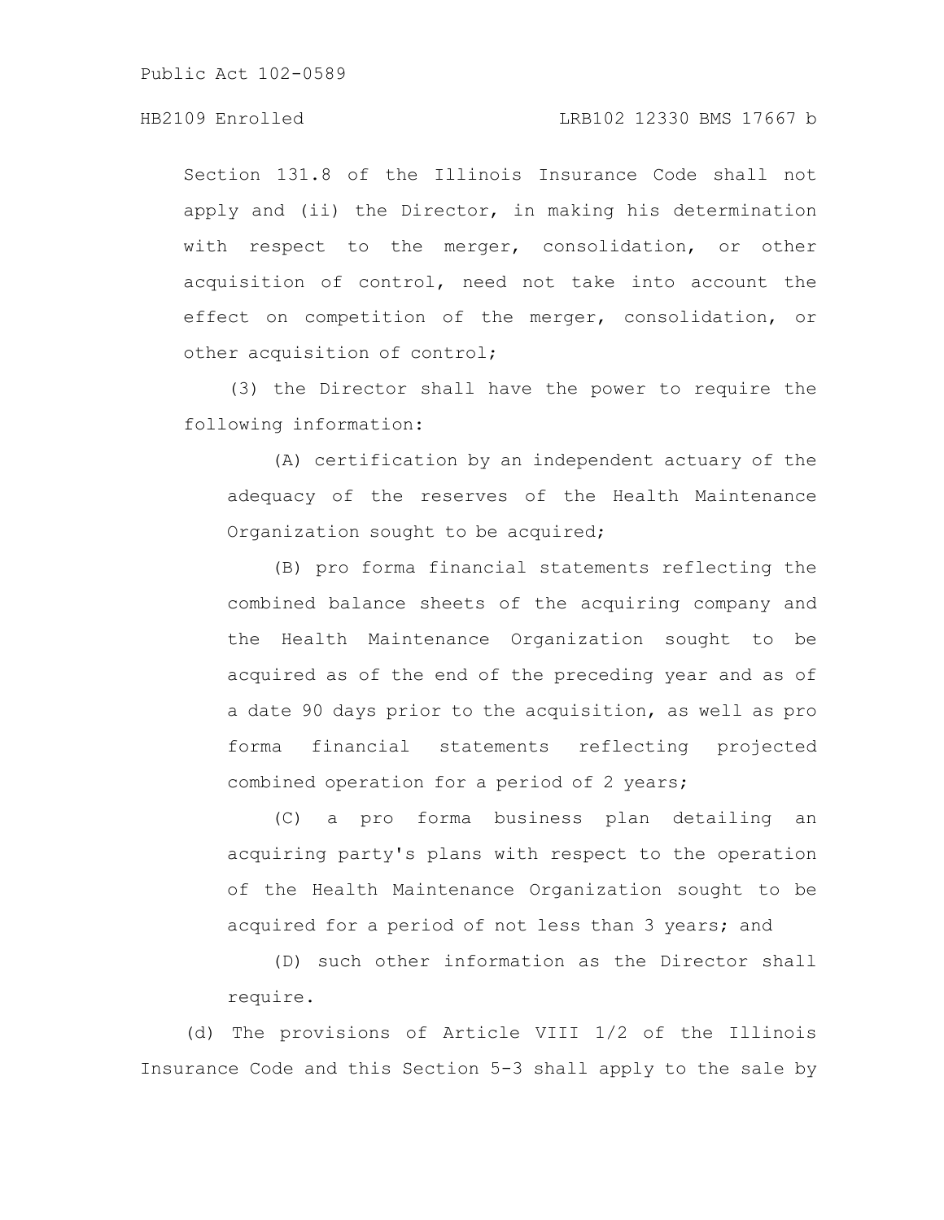Section 131.8 of the Illinois Insurance Code shall not apply and (ii) the Director, in making his determination with respect to the merger, consolidation, or other acquisition of control, need not take into account the effect on competition of the merger, consolidation, or other acquisition of control;

(3) the Director shall have the power to require the following information:

(A) certification by an independent actuary of the adequacy of the reserves of the Health Maintenance Organization sought to be acquired;

(B) pro forma financial statements reflecting the combined balance sheets of the acquiring company and the Health Maintenance Organization sought to be acquired as of the end of the preceding year and as of a date 90 days prior to the acquisition, as well as pro forma financial statements reflecting projected combined operation for a period of 2 years;

(C) a pro forma business plan detailing an acquiring party's plans with respect to the operation of the Health Maintenance Organization sought to be acquired for a period of not less than 3 years; and

(D) such other information as the Director shall require.

(d) The provisions of Article VIII 1/2 of the Illinois Insurance Code and this Section 5-3 shall apply to the sale by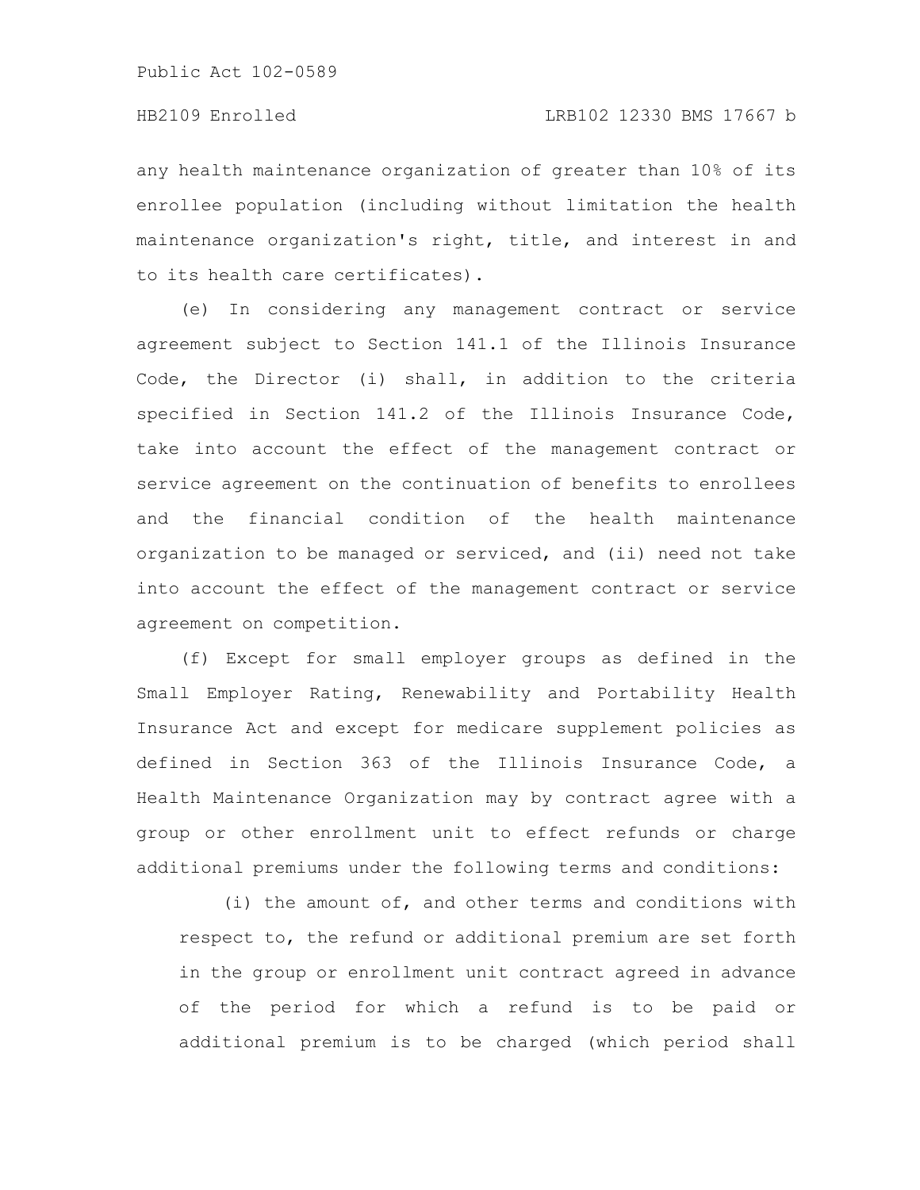any health maintenance organization of greater than 10% of its enrollee population (including without limitation the health maintenance organization's right, title, and interest in and to its health care certificates).

(e) In considering any management contract or service agreement subject to Section 141.1 of the Illinois Insurance Code, the Director (i) shall, in addition to the criteria specified in Section 141.2 of the Illinois Insurance Code, take into account the effect of the management contract or service agreement on the continuation of benefits to enrollees and the financial condition of the health maintenance organization to be managed or serviced, and (ii) need not take into account the effect of the management contract or service agreement on competition.

(f) Except for small employer groups as defined in the Small Employer Rating, Renewability and Portability Health Insurance Act and except for medicare supplement policies as defined in Section 363 of the Illinois Insurance Code, a Health Maintenance Organization may by contract agree with a group or other enrollment unit to effect refunds or charge additional premiums under the following terms and conditions:

(i) the amount of, and other terms and conditions with respect to, the refund or additional premium are set forth in the group or enrollment unit contract agreed in advance of the period for which a refund is to be paid or additional premium is to be charged (which period shall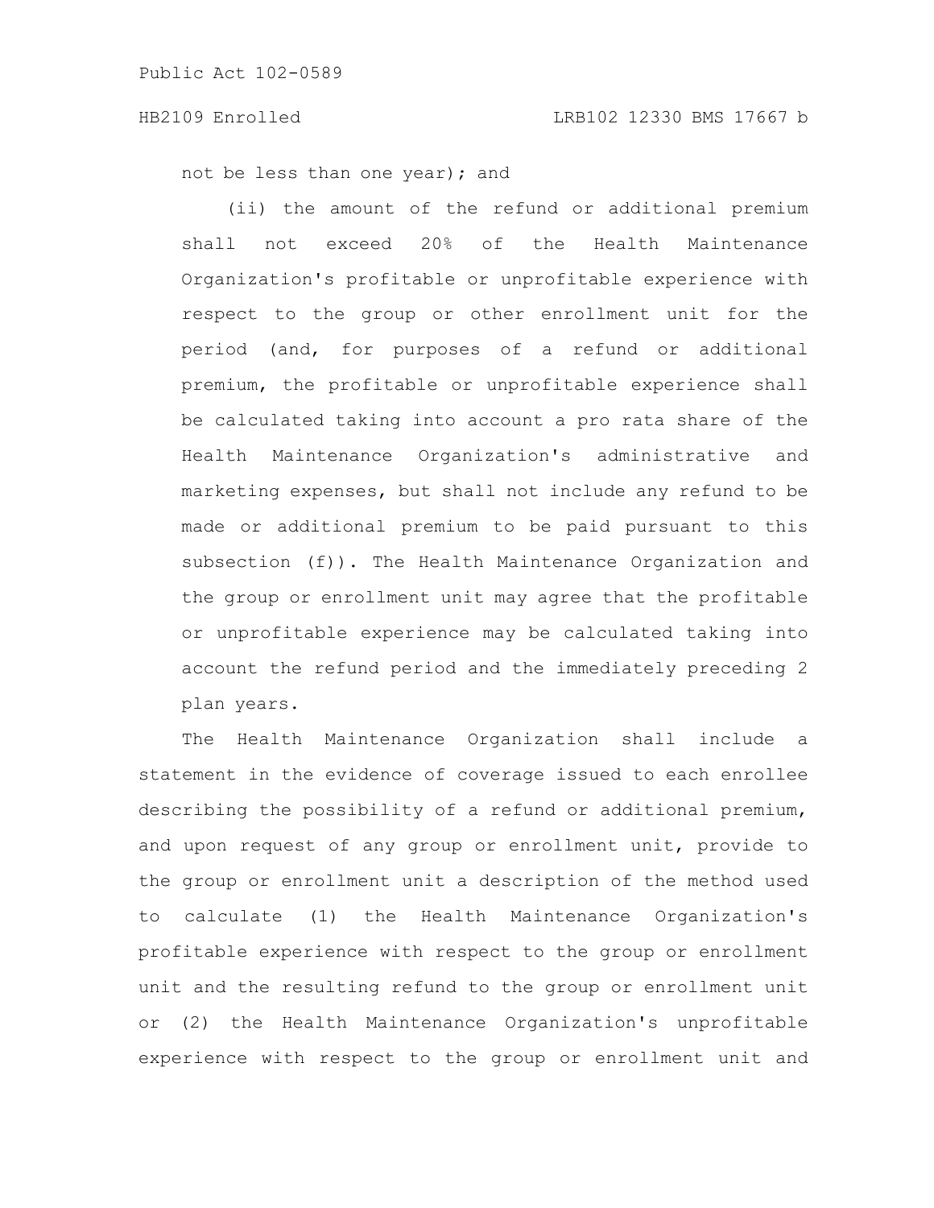not be less than one year); and

(ii) the amount of the refund or additional premium shall not exceed 20% of the Health Maintenance Organization's profitable or unprofitable experience with respect to the group or other enrollment unit for the period (and, for purposes of a refund or additional premium, the profitable or unprofitable experience shall be calculated taking into account a pro rata share of the Health Maintenance Organization's administrative and marketing expenses, but shall not include any refund to be made or additional premium to be paid pursuant to this subsection (f)). The Health Maintenance Organization and the group or enrollment unit may agree that the profitable or unprofitable experience may be calculated taking into account the refund period and the immediately preceding 2 plan years.

The Health Maintenance Organization shall include a statement in the evidence of coverage issued to each enrollee describing the possibility of a refund or additional premium, and upon request of any group or enrollment unit, provide to the group or enrollment unit a description of the method used to calculate (1) the Health Maintenance Organization's profitable experience with respect to the group or enrollment unit and the resulting refund to the group or enrollment unit or (2) the Health Maintenance Organization's unprofitable experience with respect to the group or enrollment unit and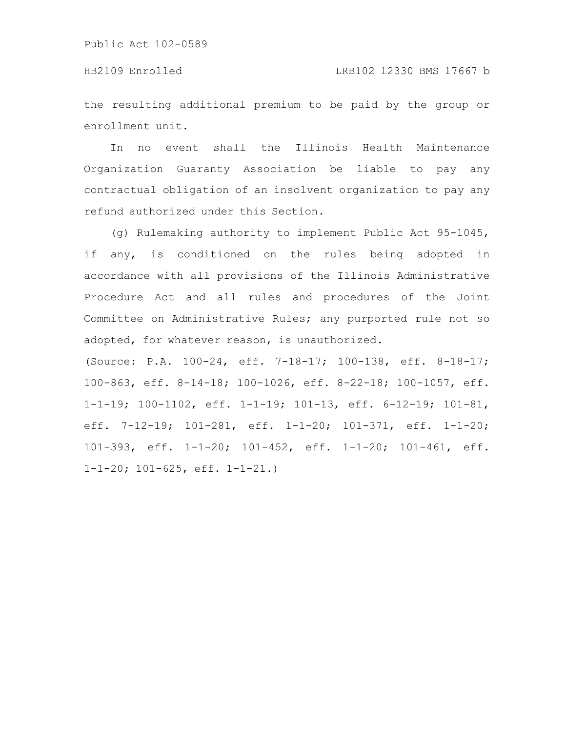the resulting additional premium to be paid by the group or enrollment unit.

In no event shall the Illinois Health Maintenance Organization Guaranty Association be liable to pay any contractual obligation of an insolvent organization to pay any refund authorized under this Section.

(g) Rulemaking authority to implement Public Act 95-1045, if any, is conditioned on the rules being adopted in accordance with all provisions of the Illinois Administrative Procedure Act and all rules and procedures of the Joint Committee on Administrative Rules; any purported rule not so adopted, for whatever reason, is unauthorized.

(Source: P.A. 100-24, eff. 7-18-17; 100-138, eff. 8-18-17; 100-863, eff. 8-14-18; 100-1026, eff. 8-22-18; 100-1057, eff. 1-1-19; 100-1102, eff. 1-1-19; 101-13, eff. 6-12-19; 101-81, eff. 7-12-19; 101-281, eff. 1-1-20; 101-371, eff. 1-1-20; 101-393, eff. 1-1-20; 101-452, eff. 1-1-20; 101-461, eff. 1-1-20; 101-625, eff. 1-1-21.)